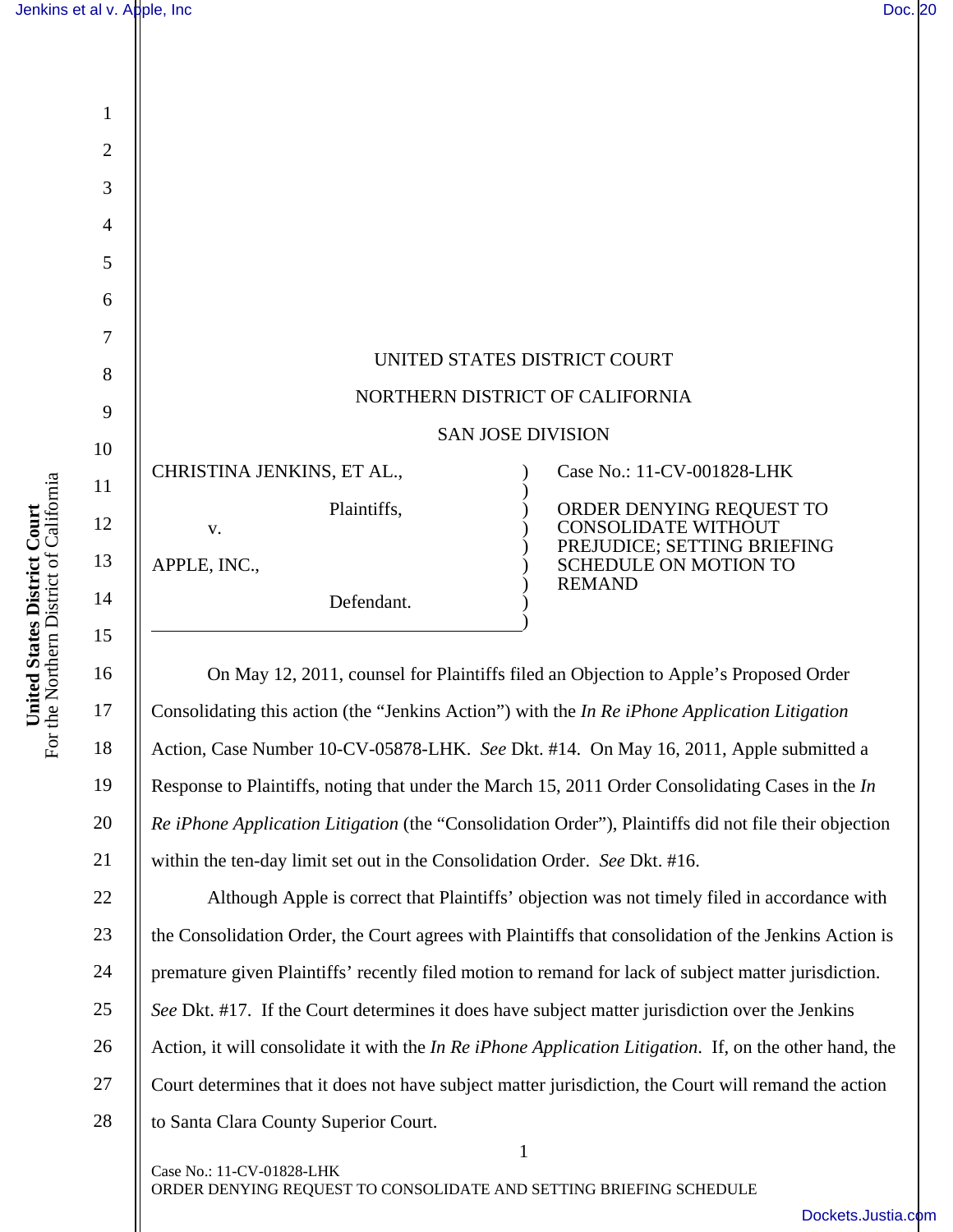UNITED STATES DISTRICT COURT

NORTHERN DISTRICT OF CALIFORNIA

SAN JOSE DIVISION

| | | |
|---|---|---|
| CHRISTINA JENKINS, ET AL.,<br><br>Plaintiffs,<br><br>v.<br><br>APPLE, INC.,<br><br>Defendant. | ) | Case No.: 11-CV-001828-LHK<br><br>ORDER DENYING REQUEST TO CONSOLIDATE WITHOUT PREJUDICE; SETTING BRIEFING SCHEDULE ON MOTION TO REMAND |

On May 12, 2011, counsel for Plaintiffs filed an Objection to Apple's Proposed Order Consolidating this action (the "Jenkins Action") with the *In Re iPhone Application Litigation* Action, Case Number 10-CV-05878-LHK. *See* Dkt. #14. On May 16, 2011, Apple submitted a Response to Plaintiffs, noting that under the March 15, 2011 Order Consolidating Cases in the *In Re iPhone Application Litigation* (the "Consolidation Order"), Plaintiffs did not file their objection within the ten-day limit set out in the Consolidation Order. *See* Dkt. #16.

Although Apple is correct that Plaintiffs' objection was not timely filed in accordance with the Consolidation Order, the Court agrees with Plaintiffs that consolidation of the Jenkins Action is premature given Plaintiffs' recently filed motion to remand for lack of subject matter jurisdiction. *See* Dkt. #17. If the Court determines it does have subject matter jurisdiction over the Jenkins Action, it will consolidate it with the *In Re iPhone Application Litigation*. If, on the other hand, the Court determines that it does not have subject matter jurisdiction, the Court will remand the action to Santa Clara County Superior Court.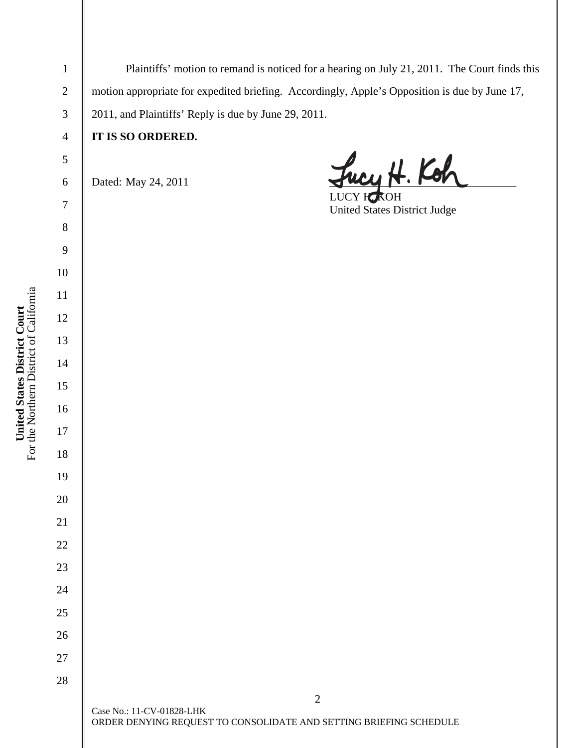Plaintiffs' motion to remand is noticed for a hearing on July 21, 2011. The Court finds this motion appropriate for expedited briefing. Accordingly, Apple's Opposition is due by June 17, 2011, and Plaintiffs' Reply is due by June 29, 2011.

**IT IS SO ORDERED.**

Dated: May 24, 2011

LUCY H. KOH
United States District Judge